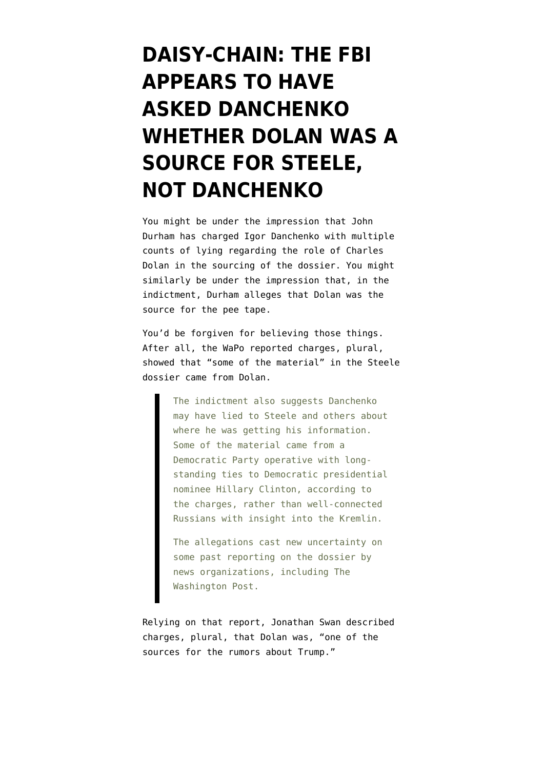# DAISY-CHAIN: THE FBI APPEARS TO HAVE ASKED DANCHENKO WHETHER DOLAN WAS A SOURCE FOR STEELE, NOT DANCHENKO

You might be under the impression that John Durham has charged Igor Danchenko with multiple counts of lying regarding the role of Charles Dolan in the sourcing of the dossier. You might similarly be under the impression that, in the indictment, Durham alleges that Dolan was the source for the pee tape.

You'd be forgiven for believing those things. After all, the WaPo reported charges, plural, showed that "some of the material" in the Steele dossier came from Dolan.

> The indictment also suggests Danchenko may have lied to Steele and others about where he was getting his information. Some of the material came from a Democratic Party operative with long-standing ties to Democratic presidential nominee Hillary Clinton, according to the charges, rather than well-connected Russians with insight into the Kremlin.
>
> The allegations cast new uncertainty on some past reporting on the dossier by news organizations, including The Washington Post.

Relying on that report, Jonathan Swan described charges, plural, that Dolan was, "one of the sources for the rumors about Trump."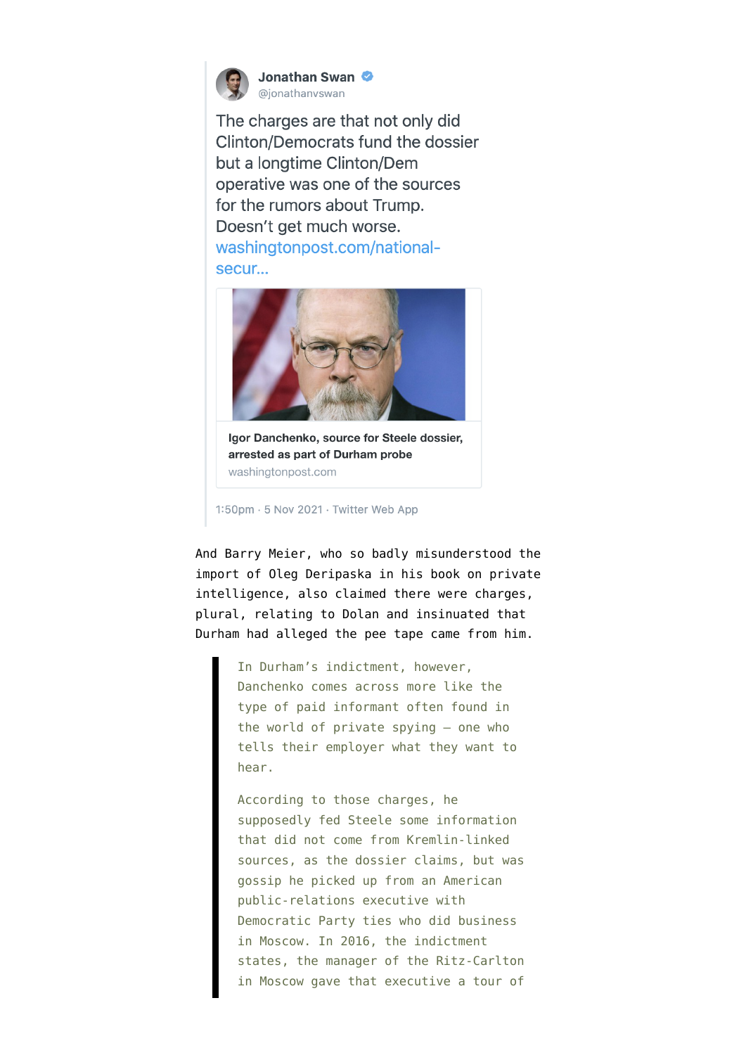> **Jonathan Swan** @jonathanvswan
>
> The charges are that not only did Clinton/Democrats fund the dossier but a longtime Clinton/Dem operative was one of the sources for the rumors about Trump. Doesn't get much worse. washingtonpost.com/national-secur...
>
> **Igor Danchenko, source for Steele dossier, arrested as part of Durham probe**
> washingtonpost.com
>
> 1:50pm · 5 Nov 2021 · Twitter Web App

And Barry Meier, who so badly misunderstood the import of Oleg Deripaska in his book on private intelligence, also claimed there were charges, plural, relating to Dolan and insinuated that Durham had alleged the pee tape came from him.

> In Durham's indictment, however, Danchenko comes across more like the type of paid informant often found in the world of private spying — one who tells their employer what they want to hear.
>
> According to those charges, he supposedly fed Steele some information that did not come from Kremlin-linked sources, as the dossier claims, but was gossip he picked up from an American public-relations executive with Democratic Party ties who did business in Moscow. In 2016, the indictment states, the manager of the Ritz-Carlton in Moscow gave that executive a tour of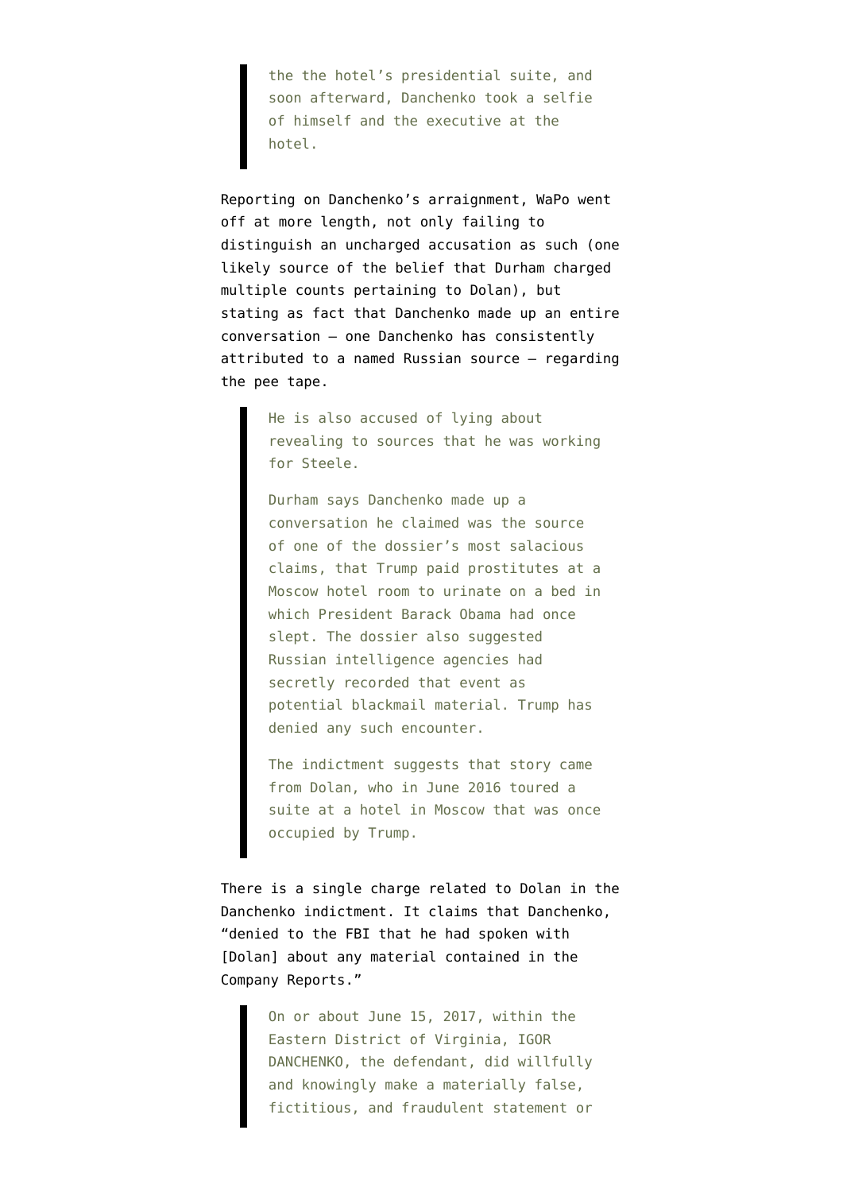> the the hotel's presidential suite, and soon afterward, Danchenko took a selfie of himself and the executive at the hotel.

Reporting on Danchenko's arraignment, WaPo went off at more length, not only failing to distinguish an uncharged accusation as such (one likely source of the belief that Durham charged multiple counts pertaining to Dolan), but stating as fact that Danchenko made up an entire conversation — one Danchenko has consistently attributed to a named Russian source — regarding the pee tape.

> He is also accused of lying about revealing to sources that he was working for Steele.
>
> Durham says Danchenko made up a conversation he claimed was the source of one of the dossier's most salacious claims, that Trump paid prostitutes at a Moscow hotel room to urinate on a bed in which President Barack Obama had once slept. The dossier also suggested Russian intelligence agencies had secretly recorded that event as potential blackmail material. Trump has denied any such encounter.
>
> The indictment suggests that story came from Dolan, who in June 2016 toured a suite at a hotel in Moscow that was once occupied by Trump.

There is a single charge related to Dolan in the Danchenko indictment. It claims that Danchenko, "denied to the FBI that he had spoken with [Dolan] about any material contained in the Company Reports."

> On or about June 15, 2017, within the Eastern District of Virginia, IGOR DANCHENKO, the defendant, did willfully and knowingly make a materially false, fictitious, and fraudulent statement or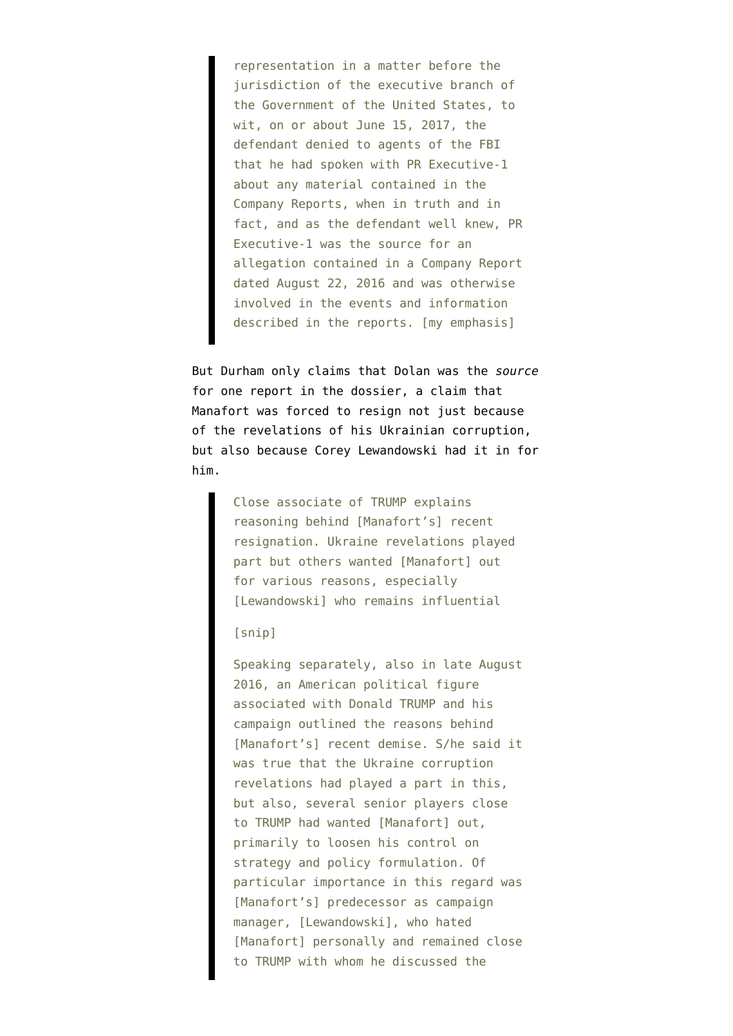> representation in a matter before the jurisdiction of the executive branch of the Government of the United States, to wit, on or about June 15, 2017, the defendant denied to agents of the FBI that he had spoken with PR Executive-1 about any material contained in the Company Reports, when in truth and in fact, and as the defendant well knew, PR Executive-1 was the source for an allegation contained in a Company Report dated August 22, 2016 and was otherwise involved in the events and information described in the reports. [my emphasis]

But Durham only claims that Dolan was the *source* for one report in the dossier, a claim that Manafort was forced to resign not just because of the revelations of his Ukrainian corruption, but also because Corey Lewandowski had it in for him.

> Close associate of TRUMP explains reasoning behind [Manafort's] recent resignation. Ukraine revelations played part but others wanted [Manafort] out for various reasons, especially [Lewandowski] who remains influential
>
> [snip]
>
> Speaking separately, also in late August 2016, an American political figure associated with Donald TRUMP and his campaign outlined the reasons behind [Manafort's] recent demise. S/he said it was true that the Ukraine corruption revelations had played a part in this, but also, several senior players close to TRUMP had wanted [Manafort] out, primarily to loosen his control on strategy and policy formulation. Of particular importance in this regard was [Manafort's] predecessor as campaign manager, [Lewandowski], who hated [Manafort] personally and remained close to TRUMP with whom he discussed the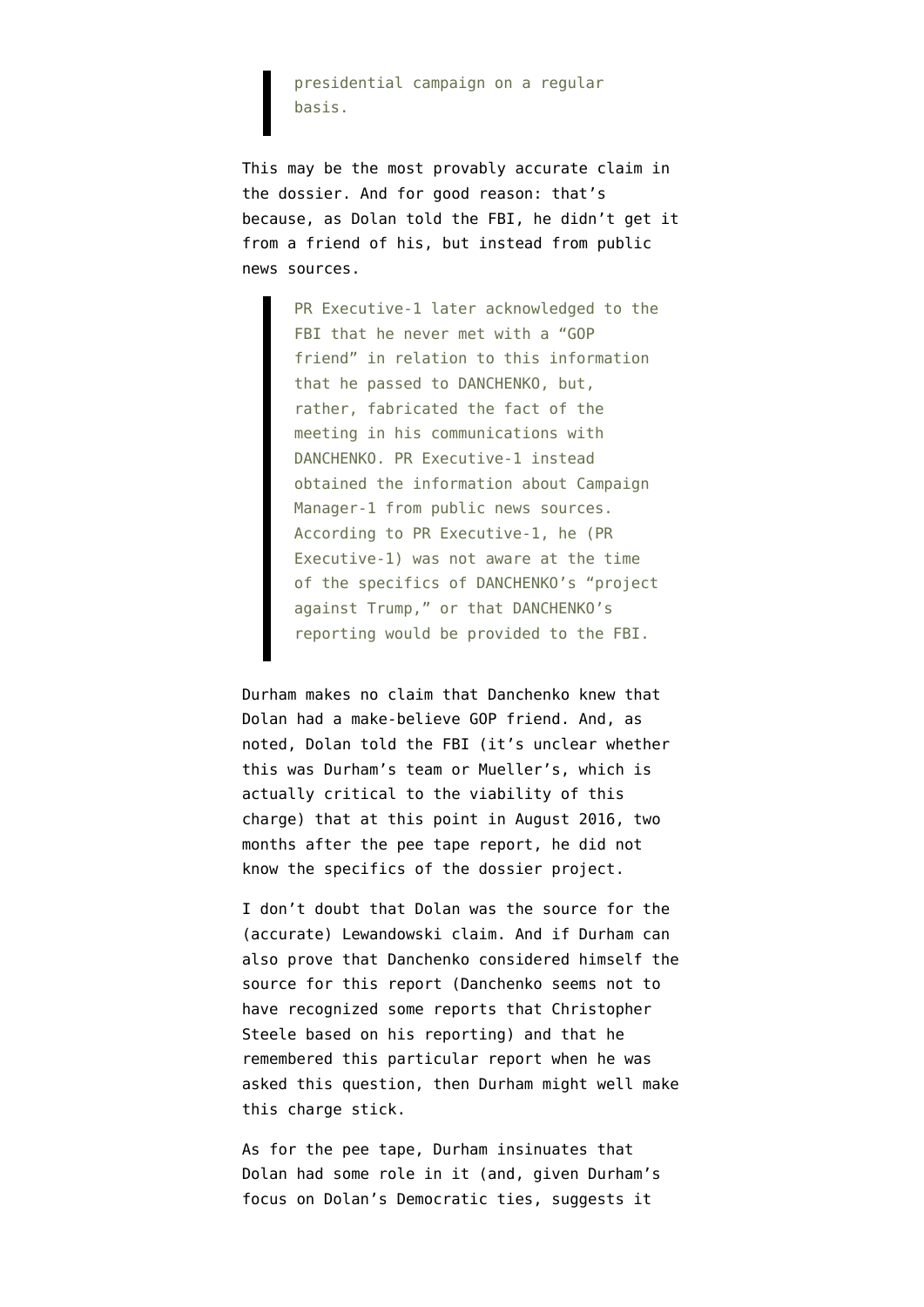> presidential campaign on a regular basis.

This may be the most provably accurate claim in the dossier. And for good reason: that's because, as Dolan told the FBI, he didn't get it from a friend of his, but instead from public news sources.

> PR Executive-1 later acknowledged to the FBI that he never met with a "GOP friend" in relation to this information that he passed to DANCHENKO, but, rather, fabricated the fact of the meeting in his communications with DANCHENKO. PR Executive-1 instead obtained the information about Campaign Manager-1 from public news sources. According to PR Executive-1, he (PR Executive-1) was not aware at the time of the specifics of DANCHENKO's "project against Trump," or that DANCHENKO's reporting would be provided to the FBI.

Durham makes no claim that Danchenko knew that Dolan had a make-believe GOP friend. And, as noted, Dolan told the FBI (it's unclear whether this was Durham's team or Mueller's, which is actually critical to the viability of this charge) that at this point in August 2016, two months after the pee tape report, he did not know the specifics of the dossier project.

I don't doubt that Dolan was the source for the (accurate) Lewandowski claim. And if Durham can also prove that Danchenko considered himself the source for this report (Danchenko seems not to have recognized some reports that Christopher Steele based on his reporting) and that he remembered this particular report when he was asked this question, then Durham might well make this charge stick.

As for the pee tape, Durham insinuates that Dolan had some role in it (and, given Durham's focus on Dolan's Democratic ties, suggests it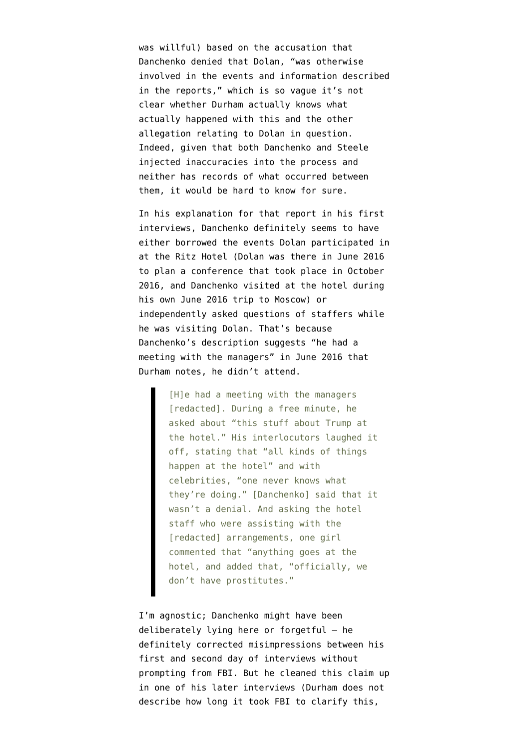was willful) based on the accusation that Danchenko denied that Dolan, "was otherwise involved in the events and information described in the reports," which is so vague it's not clear whether Durham actually knows what actually happened with this and the other allegation relating to Dolan in question. Indeed, given that both Danchenko and Steele injected inaccuracies into the process and neither has records of what occurred between them, it would be hard to know for sure.

In his explanation for that report in his first interviews, Danchenko definitely seems to have either borrowed the events Dolan participated in at the Ritz Hotel (Dolan was there in June 2016 to plan a conference that took place in October 2016, and Danchenko visited at the hotel during his own June 2016 trip to Moscow) or independently asked questions of staffers while he was visiting Dolan. That's because Danchenko's description suggests "he had a meeting with the managers" in June 2016 that Durham notes, he didn't attend.

> [H]e had a meeting with the managers [redacted]. During a free minute, he asked about "this stuff about Trump at the hotel." His interlocutors laughed it off, stating that "all kinds of things happen at the hotel" and with celebrities, "one never knows what they're doing." [Danchenko] said that it wasn't a denial. And asking the hotel staff who were assisting with the [redacted] arrangements, one girl commented that "anything goes at the hotel, and added that, "officially, we don't have prostitutes."

I'm agnostic; Danchenko might have been deliberately lying here or forgetful — he definitely corrected misimpressions between his first and second day of interviews without prompting from FBI. But he cleaned this claim up in one of his later interviews (Durham does not describe how long it took FBI to clarify this,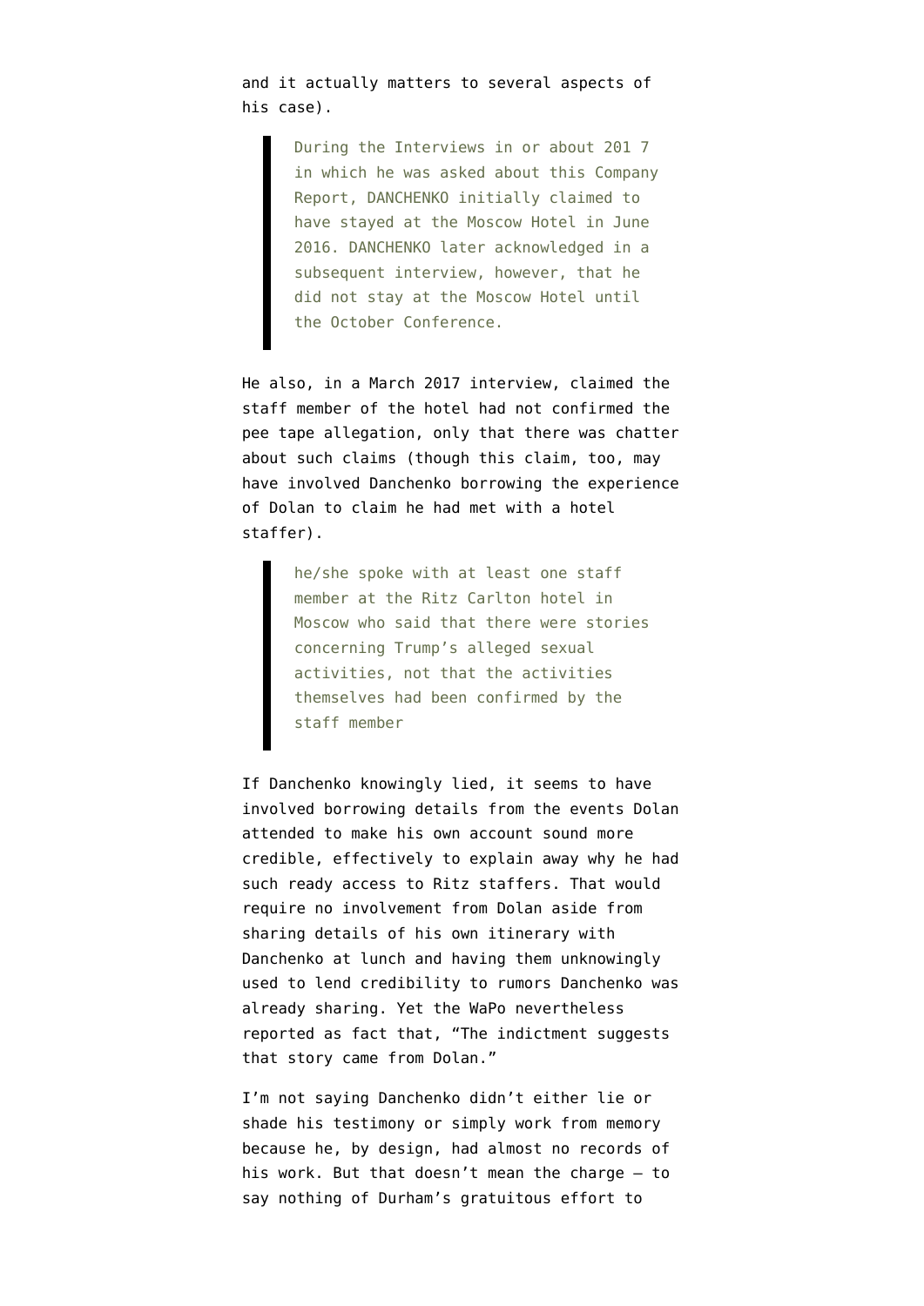and it actually matters to several aspects of his case).

> During the Interviews in or about 201 7 in which he was asked about this Company Report, DANCHENKO initially claimed to have stayed at the Moscow Hotel in June 2016. DANCHENKO later acknowledged in a subsequent interview, however, that he did not stay at the Moscow Hotel until the October Conference.

He also, in a March 2017 interview, claimed the staff member of the hotel had not confirmed the pee tape allegation, only that there was chatter about such claims (though this claim, too, may have involved Danchenko borrowing the experience of Dolan to claim he had met with a hotel staffer).

> he/she spoke with at least one staff member at the Ritz Carlton hotel in Moscow who said that there were stories concerning Trump's alleged sexual activities, not that the activities themselves had been confirmed by the staff member

If Danchenko knowingly lied, it seems to have involved borrowing details from the events Dolan attended to make his own account sound more credible, effectively to explain away why he had such ready access to Ritz staffers. That would require no involvement from Dolan aside from sharing details of his own itinerary with Danchenko at lunch and having them unknowingly used to lend credibility to rumors Danchenko was already sharing. Yet the WaPo nevertheless reported as fact that, "The indictment suggests that story came from Dolan."

I'm not saying Danchenko didn't either lie or shade his testimony or simply work from memory because he, by design, had almost no records of his work. But that doesn't mean the charge — to say nothing of Durham's gratuitous effort to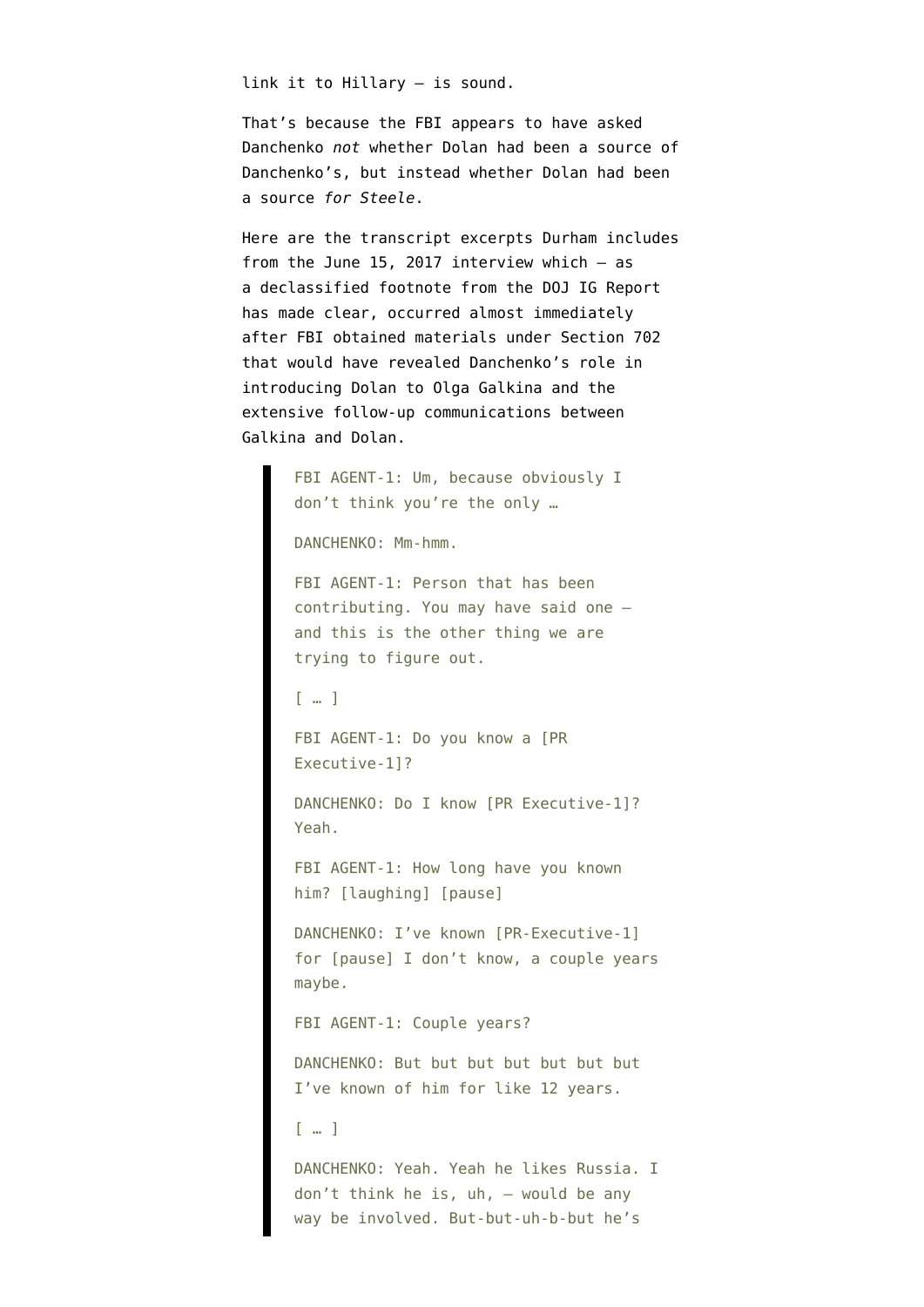link it to Hillary — is sound.

That's because the FBI appears to have asked Danchenko *not* whether Dolan had been a source of Danchenko's, but instead whether Dolan had been a source *for Steele*.

Here are the transcript excerpts Durham includes from the June 15, 2017 interview which — as a declassified footnote from the DOJ IG Report has made clear, occurred almost immediately after FBI obtained materials under Section 702 that would have revealed Danchenko's role in introducing Dolan to Olga Galkina and the extensive follow-up communications between Galkina and Dolan.

> FBI AGENT-1: Um, because obviously I don't think you're the only …
>
> DANCHENKO: Mm-hmm.
>
> FBI AGENT-1: Person that has been contributing. You may have said one — and this is the other thing we are trying to figure out.
>
> [ … ]
>
> FBI AGENT-1: Do you know a [PR Executive-1]?
>
> DANCHENKO: Do I know [PR Executive-1]? Yeah.
>
> FBI AGENT-1: How long have you known him? [laughing] [pause]
>
> DANCHENKO: I've known [PR-Executive-1] for [pause] I don't know, a couple years maybe.
>
> FBI AGENT-1: Couple years?
>
> DANCHENKO: But but but but but but but I've known of him for like 12 years.
>
> [ … ]
>
> DANCHENKO: Yeah. Yeah he likes Russia. I don't think he is, uh, — would be any way be involved. But-but-uh-b-but he's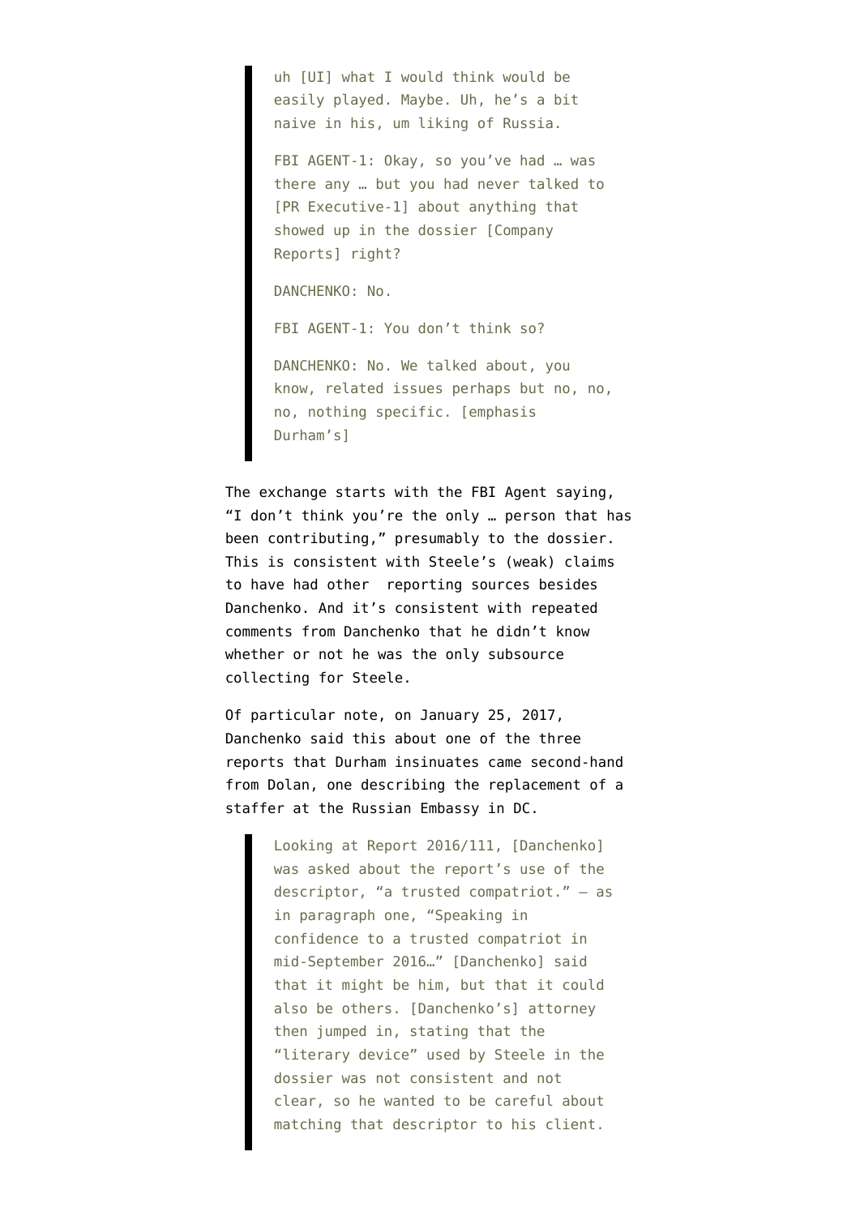> uh [UI] what I would think would be easily played. Maybe. Uh, he's a bit naive in his, um liking of Russia.
>
> FBI AGENT-1: Okay, so you've had … was there any … but you had never talked to [PR Executive-1] about anything that showed up in the dossier [Company Reports] right?
>
> DANCHENKO: No.
>
> FBI AGENT-1: You don't think so?
>
> DANCHENKO: No. We talked about, you know, related issues perhaps but no, no, no, nothing specific. [emphasis Durham's]

The exchange starts with the FBI Agent saying, "I don't think you're the only … person that has been contributing," presumably to the dossier. This is consistent with Steele's (weak) claims to have had other reporting sources besides Danchenko. And it's consistent with repeated comments from Danchenko that he didn't know whether or not he was the only subsource collecting for Steele.

Of particular note, on January 25, 2017, Danchenko said this about one of the three reports that Durham insinuates came second-hand from Dolan, one describing the replacement of a staffer at the Russian Embassy in DC.

> Looking at Report 2016/111, [Danchenko] was asked about the report's use of the descriptor, "a trusted compatriot." – as in paragraph one, "Speaking in confidence to a trusted compatriot in mid-September 2016…" [Danchenko] said that it might be him, but that it could also be others. [Danchenko's] attorney then jumped in, stating that the "literary device" used by Steele in the dossier was not consistent and not clear, so he wanted to be careful about matching that descriptor to his client.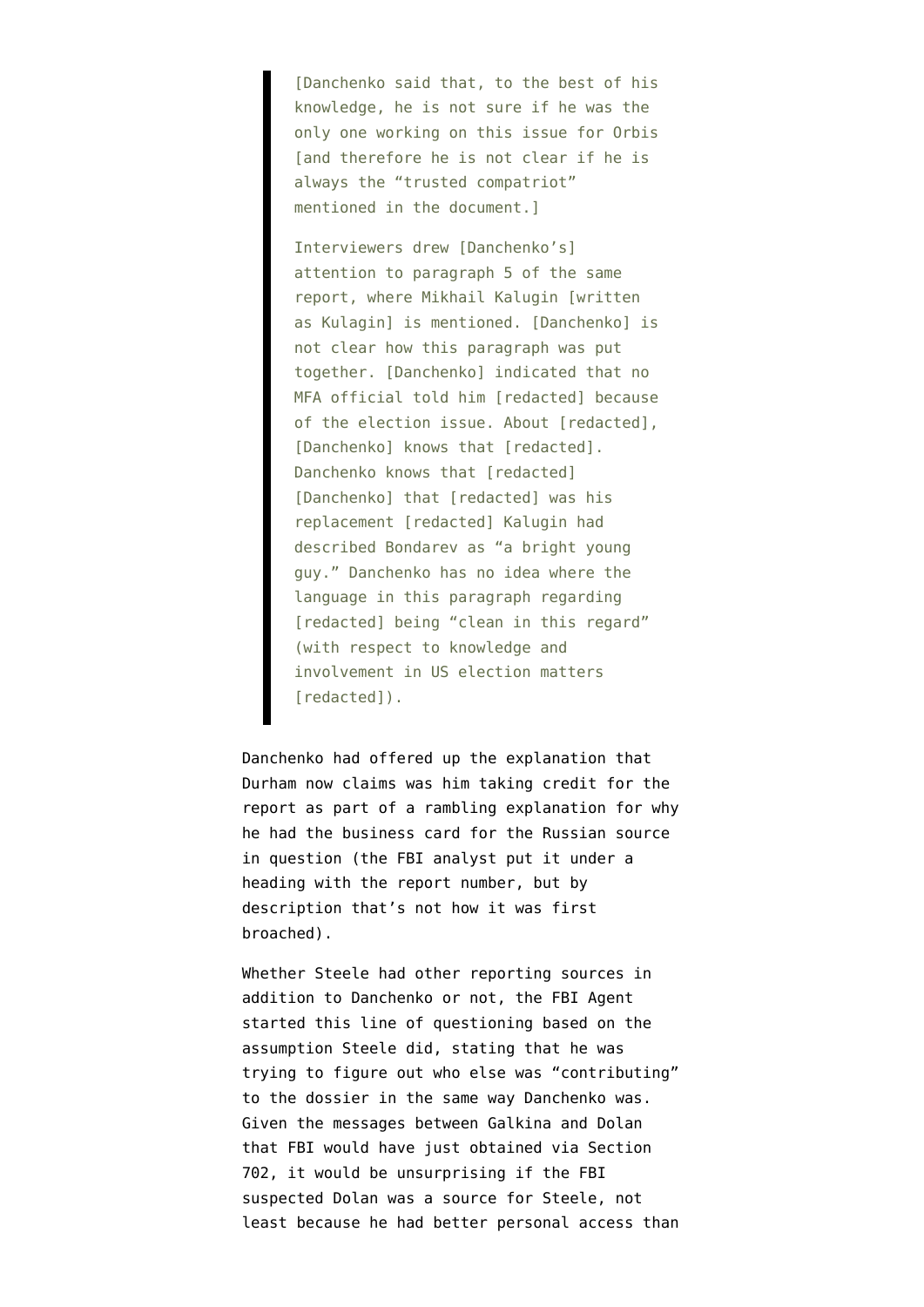> [Danchenko said that, to the best of his knowledge, he is not sure if he was the only one working on this issue for Orbis [and therefore he is not clear if he is always the "trusted compatriot" mentioned in the document.]
>
> Interviewers drew [Danchenko's] attention to paragraph 5 of the same report, where Mikhail Kalugin [written as Kulagin] is mentioned. [Danchenko] is not clear how this paragraph was put together. [Danchenko] indicated that no MFA official told him [redacted] because of the election issue. About [redacted], [Danchenko] knows that [redacted]. Danchenko knows that [redacted] [Danchenko] that [redacted] was his replacement [redacted] Kalugin had described Bondarev as "a bright young guy." Danchenko has no idea where the language in this paragraph regarding [redacted] being "clean in this regard" (with respect to knowledge and involvement in US election matters [redacted]).

Danchenko had offered up the explanation that Durham now claims was him taking credit for the report as part of a rambling explanation for why he had the business card for the Russian source in question (the FBI analyst put it under a heading with the report number, but by description that's not how it was first broached).

Whether Steele had other reporting sources in addition to Danchenko or not, the FBI Agent started this line of questioning based on the assumption Steele did, stating that he was trying to figure out who else was "contributing" to the dossier in the same way Danchenko was. Given the messages between Galkina and Dolan that FBI would have just obtained via Section 702, it would be unsurprising if the FBI suspected Dolan was a source for Steele, not least because he had better personal access than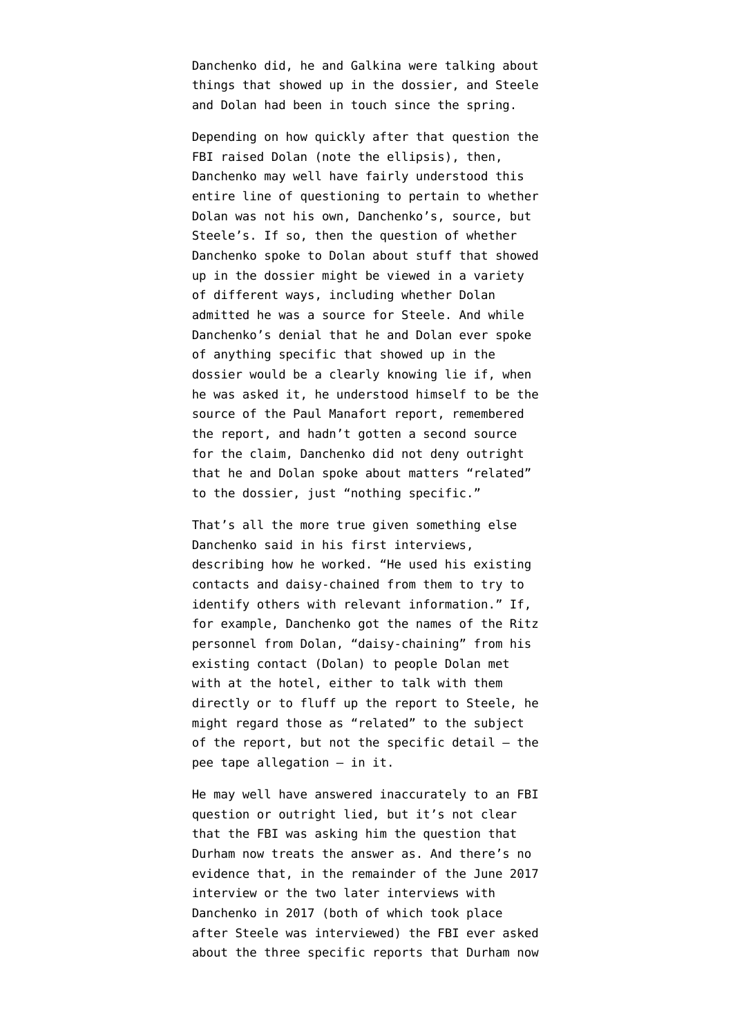Danchenko did, he and Galkina were talking about things that showed up in the dossier, and Steele and Dolan had been in touch since the spring.

Depending on how quickly after that question the FBI raised Dolan (note the ellipsis), then, Danchenko may well have fairly understood this entire line of questioning to pertain to whether Dolan was not his own, Danchenko's, source, but Steele's. If so, then the question of whether Danchenko spoke to Dolan about stuff that showed up in the dossier might be viewed in a variety of different ways, including whether Dolan admitted he was a source for Steele. And while Danchenko's denial that he and Dolan ever spoke of anything specific that showed up in the dossier would be a clearly knowing lie if, when he was asked it, he understood himself to be the source of the Paul Manafort report, remembered the report, and hadn't gotten a second source for the claim, Danchenko did not deny outright that he and Dolan spoke about matters "related" to the dossier, just "nothing specific."

That's all the more true given something else Danchenko said in his first interviews, describing how he worked. "He used his existing contacts and daisy-chained from them to try to identify others with relevant information." If, for example, Danchenko got the names of the Ritz personnel from Dolan, "daisy-chaining" from his existing contact (Dolan) to people Dolan met with at the hotel, either to talk with them directly or to fluff up the report to Steele, he might regard those as "related" to the subject of the report, but not the specific detail — the pee tape allegation — in it.

He may well have answered inaccurately to an FBI question or outright lied, but it's not clear that the FBI was asking him the question that Durham now treats the answer as. And there's no evidence that, in the remainder of the June 2017 interview or the two later interviews with Danchenko in 2017 (both of which took place after Steele was interviewed) the FBI ever asked about the three specific reports that Durham now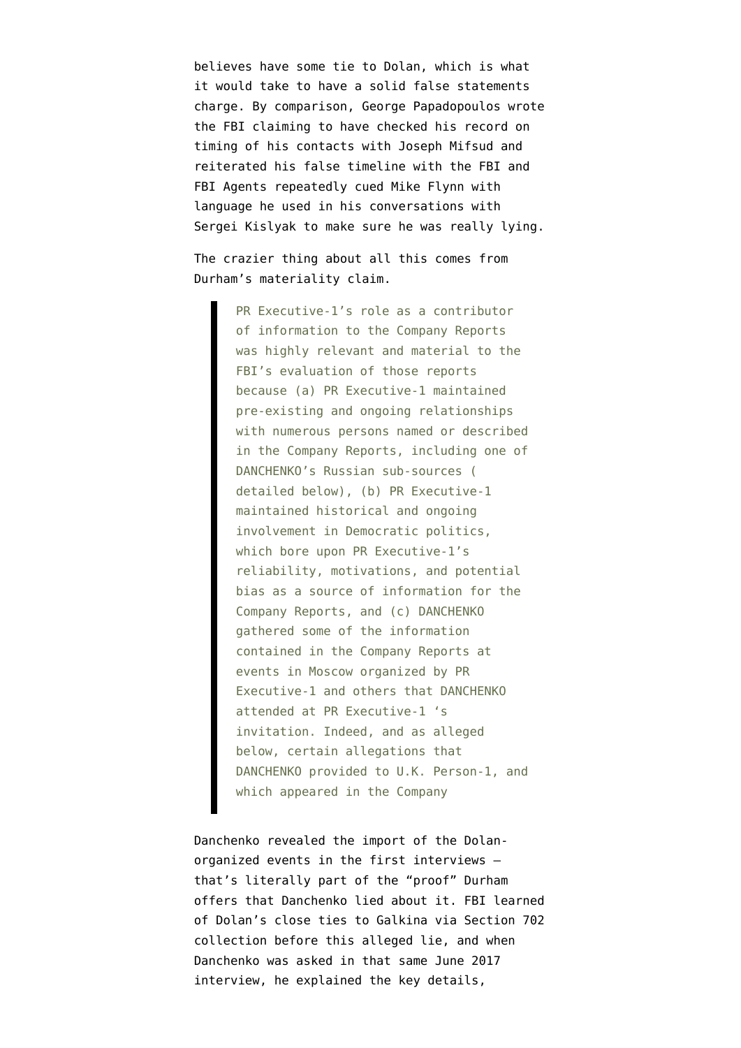believes have some tie to Dolan, which is what it would take to have a solid false statements charge. By comparison, George Papadopoulos wrote the FBI claiming to have checked his record on timing of his contacts with Joseph Mifsud and reiterated his false timeline with the FBI and FBI Agents repeatedly cued Mike Flynn with language he used in his conversations with Sergei Kislyak to make sure he was really lying.

The crazier thing about all this comes from Durham's materiality claim.

> PR Executive-1's role as a contributor of information to the Company Reports was highly relevant and material to the FBI's evaluation of those reports because (a) PR Executive-1 maintained pre-existing and ongoing relationships with numerous persons named or described in the Company Reports, including one of DANCHENKO's Russian sub-sources ( detailed below), (b) PR Executive-1 maintained historical and ongoing involvement in Democratic politics, which bore upon PR Executive-1's reliability, motivations, and potential bias as a source of information for the Company Reports, and (c) DANCHENKO gathered some of the information contained in the Company Reports at events in Moscow organized by PR Executive-1 and others that DANCHENKO attended at PR Executive-1 's invitation. Indeed, and as alleged below, certain allegations that DANCHENKO provided to U.K. Person-1, and which appeared in the Company

Danchenko revealed the import of the Dolan-organized events in the first interviews — that's literally part of the "proof" Durham offers that Danchenko lied about it. FBI learned of Dolan's close ties to Galkina via Section 702 collection before this alleged lie, and when Danchenko was asked in that same June 2017 interview, he explained the key details,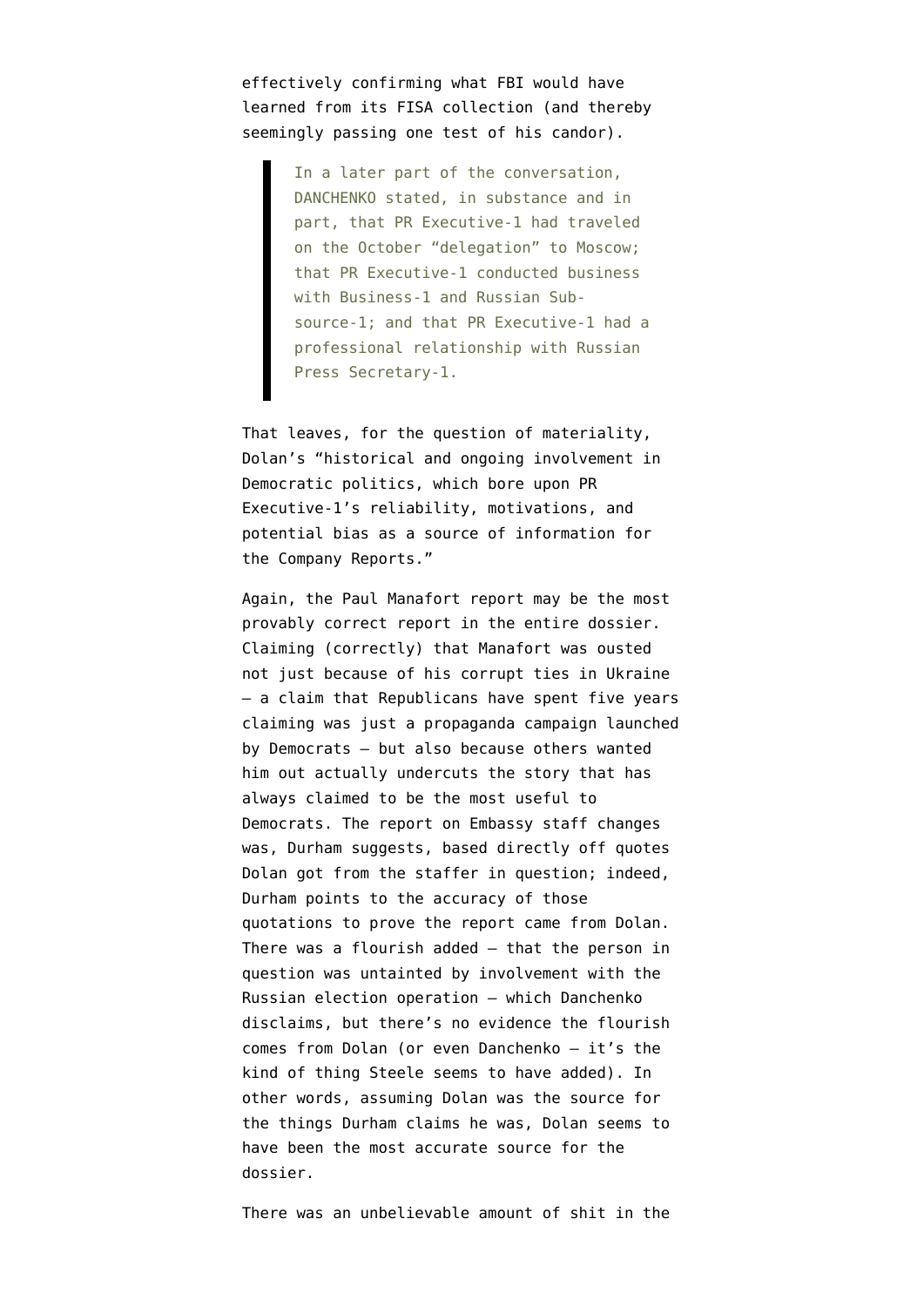effectively confirming what FBI would have learned from its FISA collection (and thereby seemingly passing one test of his candor).

> In a later part of the conversation, DANCHENKO stated, in substance and in part, that PR Executive-1 had traveled on the October "delegation" to Moscow; that PR Executive-1 conducted business with Business-1 and Russian Sub-source-1; and that PR Executive-1 had a professional relationship with Russian Press Secretary-1.

That leaves, for the question of materiality, Dolan's "historical and ongoing involvement in Democratic politics, which bore upon PR Executive-1's reliability, motivations, and potential bias as a source of information for the Company Reports."

Again, the Paul Manafort report may be the most provably correct report in the entire dossier. Claiming (correctly) that Manafort was ousted not just because of his corrupt ties in Ukraine — a claim that Republicans have spent five years claiming was just a propaganda campaign launched by Democrats — but also because others wanted him out actually undercuts the story that has always claimed to be the most useful to Democrats. The report on Embassy staff changes was, Durham suggests, based directly off quotes Dolan got from the staffer in question; indeed, Durham points to the accuracy of those quotations to prove the report came from Dolan. There was a flourish added — that the person in question was untainted by involvement with the Russian election operation — which Danchenko disclaims, but there's no evidence the flourish comes from Dolan (or even Danchenko — it's the kind of thing Steele seems to have added). In other words, assuming Dolan was the source for the things Durham claims he was, Dolan seems to have been the most accurate source for the dossier.

There was an unbelievable amount of shit in the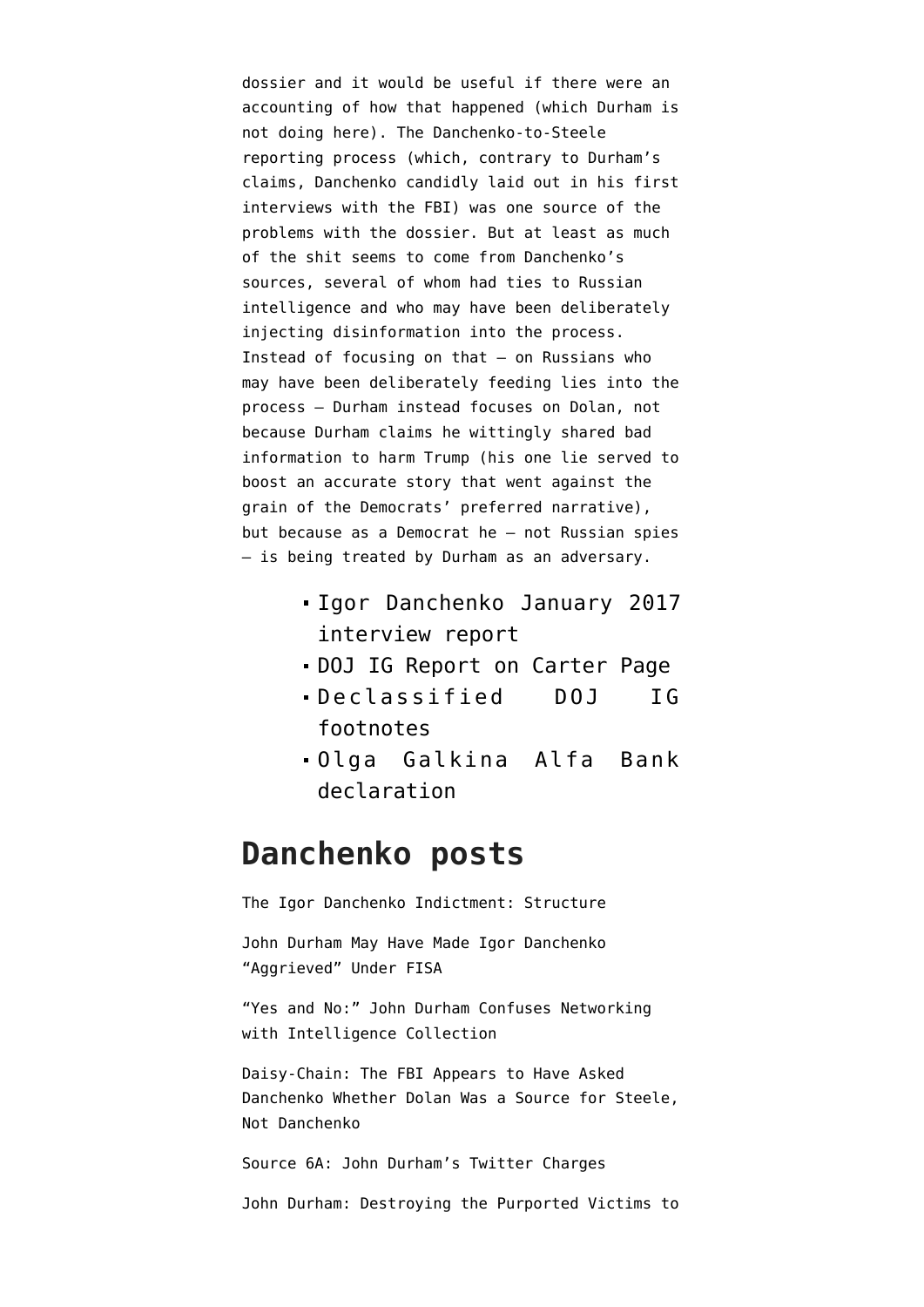dossier and it would be useful if there were an accounting of how that happened (which Durham is not doing here). The Danchenko-to-Steele reporting process (which, contrary to Durham's claims, Danchenko candidly laid out in his first interviews with the FBI) was one source of the problems with the dossier. But at least as much of the shit seems to come from Danchenko's sources, several of whom had ties to Russian intelligence and who may have been deliberately injecting disinformation into the process. Instead of focusing on that — on Russians who may have been deliberately feeding lies into the process — Durham instead focuses on Dolan, not because Durham claims he wittingly shared bad information to harm Trump (his one lie served to boost an accurate story that went against the grain of the Democrats' preferred narrative), but because as a Democrat he — not Russian spies — is being treated by Durham as an adversary.

- Igor Danchenko January 2017 interview report
- DOJ IG Report on Carter Page
- Declassified DOJ IG footnotes
- Olga Galkina Alfa Bank declaration

## Danchenko posts

The Igor Danchenko Indictment: Structure

John Durham May Have Made Igor Danchenko "Aggrieved" Under FISA

"Yes and No:" John Durham Confuses Networking with Intelligence Collection

Daisy-Chain: The FBI Appears to Have Asked Danchenko Whether Dolan Was a Source for Steele, Not Danchenko

Source 6A: John Durham's Twitter Charges

John Durham: Destroying the Purported Victims to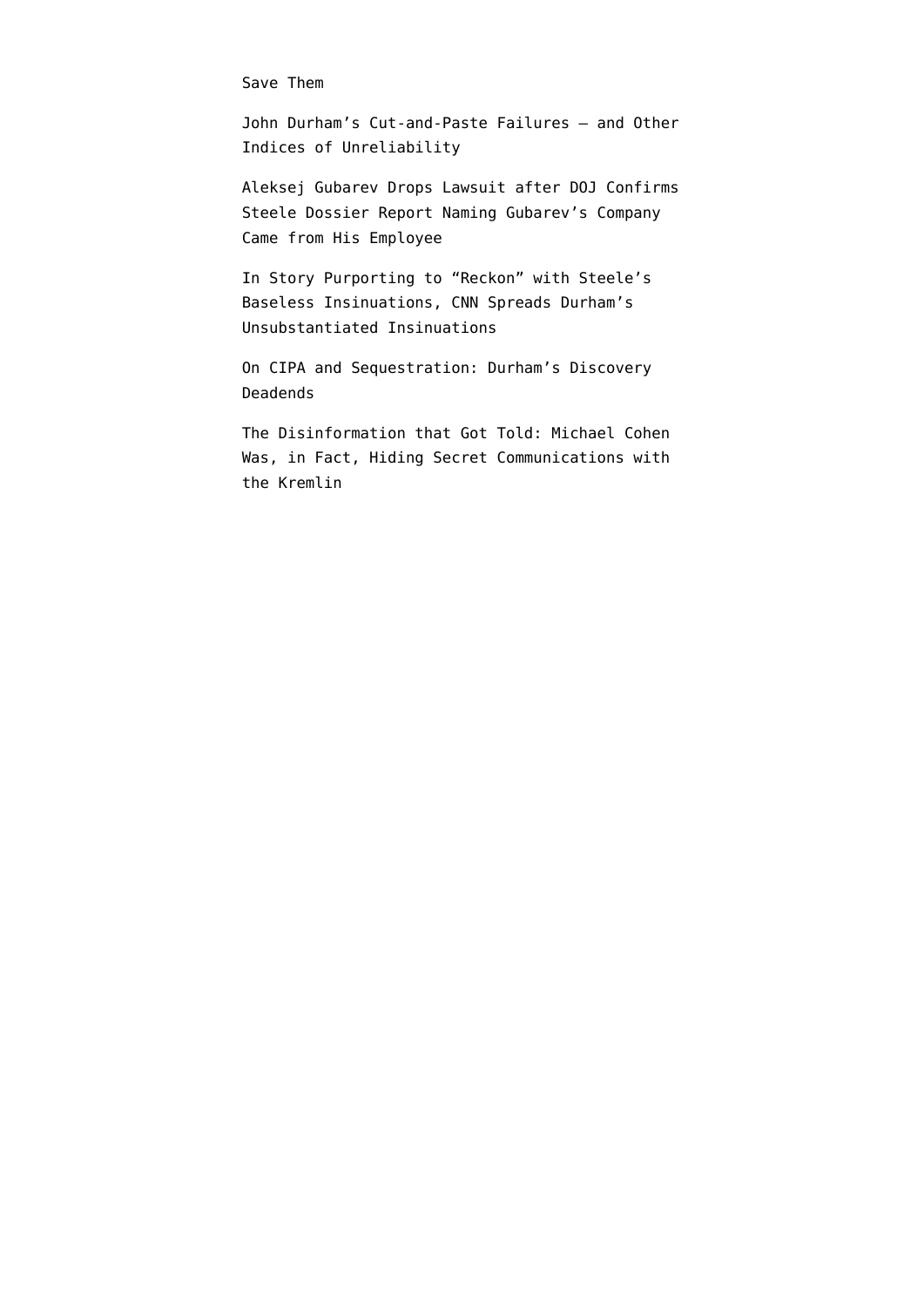Save Them

John Durham's Cut-and-Paste Failures — and Other Indices of Unreliability

Aleksej Gubarev Drops Lawsuit after DOJ Confirms Steele Dossier Report Naming Gubarev's Company Came from His Employee

In Story Purporting to "Reckon" with Steele's Baseless Insinuations, CNN Spreads Durham's Unsubstantiated Insinuations

On CIPA and Sequestration: Durham's Discovery Deadends

The Disinformation that Got Told: Michael Cohen Was, in Fact, Hiding Secret Communications with the Kremlin